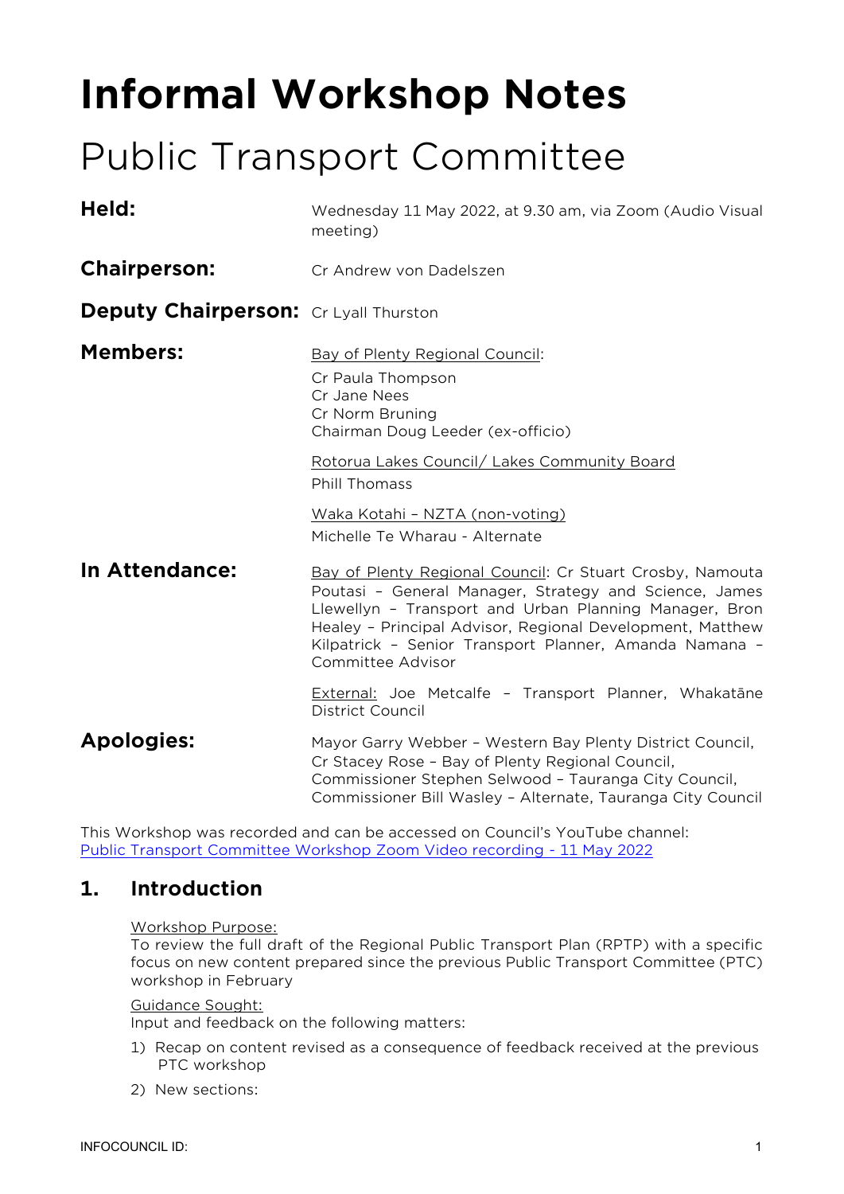# Informal Workshop Notes

# Public Transport Committee

**Held:** Wednesday 11 May 2022, at 9.30 am, via Zoom (Audio Visual meeting)

**Chairperson:** Cr Andrew von Dadelszen

**Deputy Chairperson:** Cr Lyall Thurston

**Members:**

Bay of Plenty Regional Council:
Cr Paula Thompson
Cr Jane Nees
Cr Norm Bruning
Chairman Doug Leeder (ex-officio)

Rotorua Lakes Council/ Lakes Community Board
Phill Thomass

Waka Kotahi – NZTA (non-voting)
Michelle Te Wharau - Alternate

**In Attendance:**

Bay of Plenty Regional Council: Cr Stuart Crosby, Namouta Poutasi – General Manager, Strategy and Science, James Llewellyn – Transport and Urban Planning Manager, Bron Healey – Principal Advisor, Regional Development, Matthew Kilpatrick – Senior Transport Planner, Amanda Namana – Committee Advisor

External: Joe Metcalfe – Transport Planner, Whakatāne District Council

**Apologies:**

Mayor Garry Webber – Western Bay Plenty District Council,
Cr Stacey Rose – Bay of Plenty Regional Council,
Commissioner Stephen Selwood – Tauranga City Council,
Commissioner Bill Wasley – Alternate, Tauranga City Council

This Workshop was recorded and can be accessed on Council's YouTube channel:
Public Transport Committee Workshop Zoom Video recording - 11 May 2022

## 1. Introduction

Workshop Purpose:
To review the full draft of the Regional Public Transport Plan (RPTP) with a specific focus on new content prepared since the previous Public Transport Committee (PTC) workshop in February

Guidance Sought:
Input and feedback on the following matters:

1) Recap on content revised as a consequence of feedback received at the previous PTC workshop
2) New sections: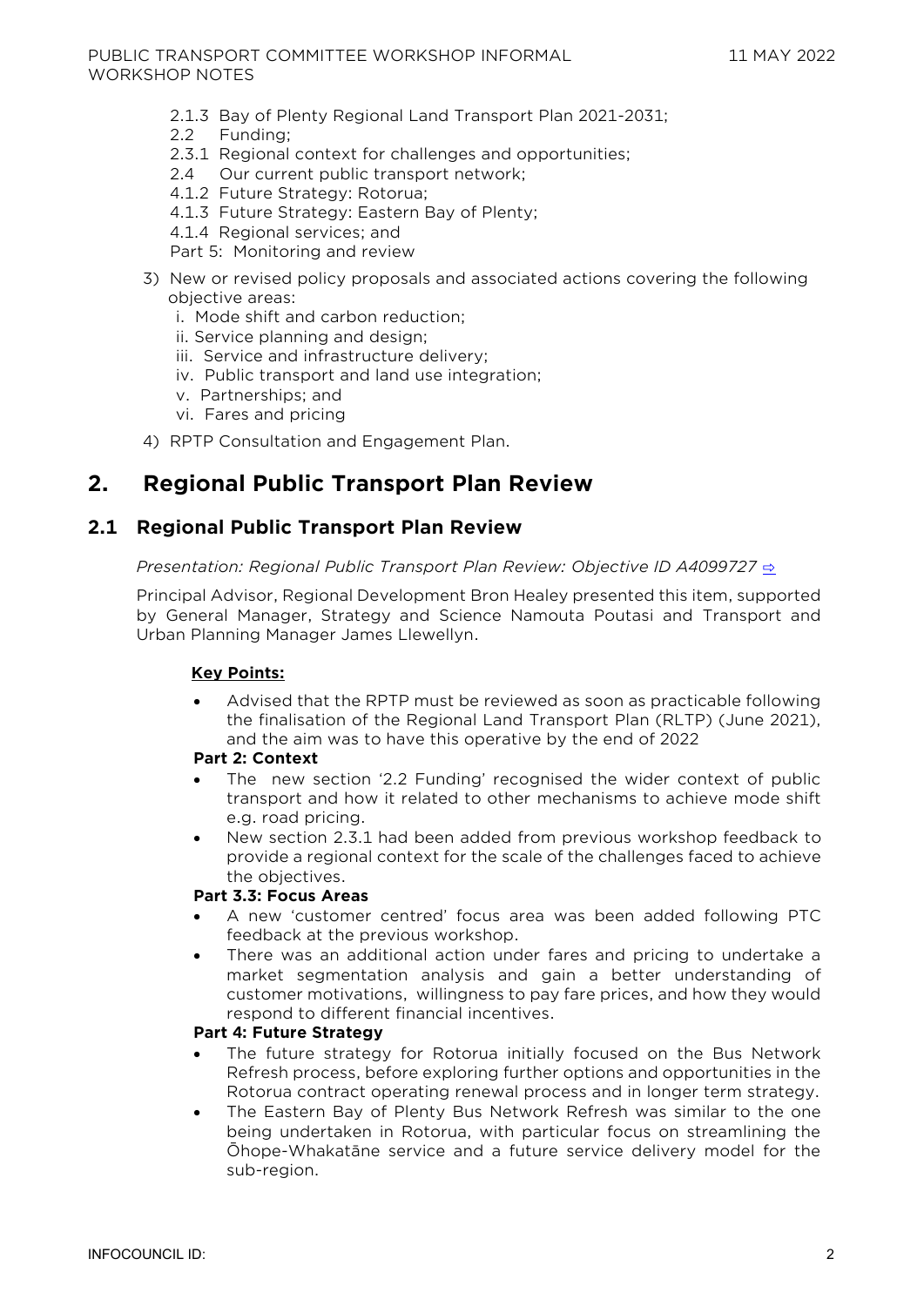- 2.1.3 Bay of Plenty Regional Land Transport Plan 2021-2031;
- 2.2 Funding;
- 2.3.1 Regional context for challenges and opportunities;
- 2.4 Our current public transport network;
- 4.1.2 Future Strategy: Rotorua;
- 4.1.3 Future Strategy: Eastern Bay of Plenty;
- 4.1.4 Regional services; and
- Part 5: Monitoring and review

3) New or revised policy proposals and associated actions covering the following objective areas:
   i. Mode shift and carbon reduction;
   ii. Service planning and design;
   iii. Service and infrastructure delivery;
   iv. Public transport and land use integration;
   v. Partnerships; and
   vi. Fares and pricing
4) RPTP Consultation and Engagement Plan.

# 2. Regional Public Transport Plan Review

## 2.1 Regional Public Transport Plan Review

*Presentation: Regional Public Transport Plan Review: Objective ID A4099727* ⇨

Principal Advisor, Regional Development Bron Healey presented this item, supported by General Manager, Strategy and Science Namouta Poutasi and Transport and Urban Planning Manager James Llewellyn.

**Key Points:**

- Advised that the RPTP must be reviewed as soon as practicable following the finalisation of the Regional Land Transport Plan (RLTP) (June 2021), and the aim was to have this operative by the end of 2022

**Part 2: Context**

- The new section '2.2 Funding' recognised the wider context of public transport and how it related to other mechanisms to achieve mode shift e.g. road pricing.
- New section 2.3.1 had been added from previous workshop feedback to provide a regional context for the scale of the challenges faced to achieve the objectives.

**Part 3.3: Focus Areas**

- A new 'customer centred' focus area was been added following PTC feedback at the previous workshop.
- There was an additional action under fares and pricing to undertake a market segmentation analysis and gain a better understanding of customer motivations, willingness to pay fare prices, and how they would respond to different financial incentives.

**Part 4: Future Strategy**

- The future strategy for Rotorua initially focused on the Bus Network Refresh process, before exploring further options and opportunities in the Rotorua contract operating renewal process and in longer term strategy.
- The Eastern Bay of Plenty Bus Network Refresh was similar to the one being undertaken in Rotorua, with particular focus on streamlining the Ōhope-Whakatāne service and a future service delivery model for the sub-region.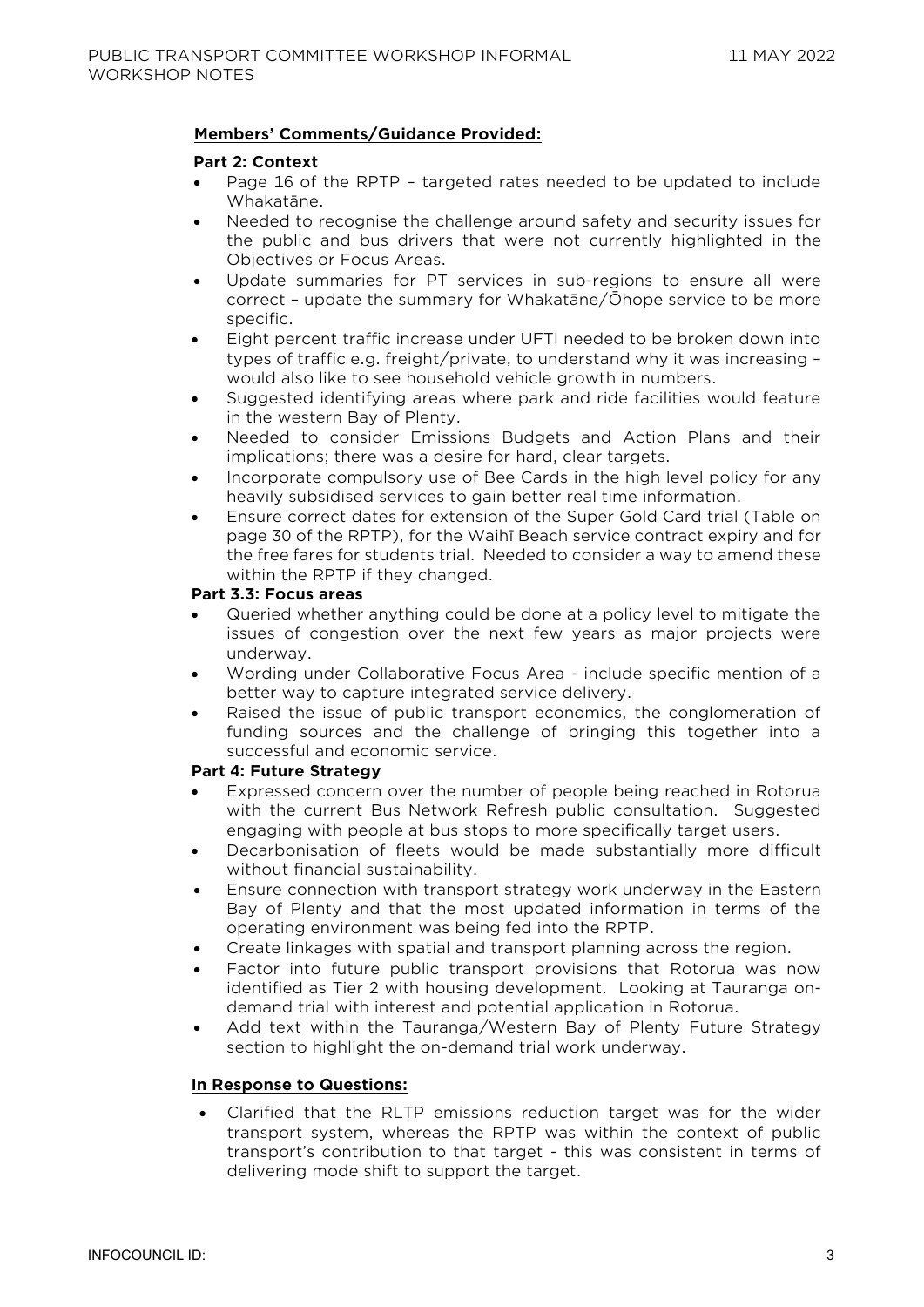**Members' Comments/Guidance Provided:**

**Part 2: Context**

- Page 16 of the RPTP – targeted rates needed to be updated to include Whakatāne.
- Needed to recognise the challenge around safety and security issues for the public and bus drivers that were not currently highlighted in the Objectives or Focus Areas.
- Update summaries for PT services in sub-regions to ensure all were correct – update the summary for Whakatāne/Ōhope service to be more specific.
- Eight percent traffic increase under UFTI needed to be broken down into types of traffic e.g. freight/private, to understand why it was increasing – would also like to see household vehicle growth in numbers.
- Suggested identifying areas where park and ride facilities would feature in the western Bay of Plenty.
- Needed to consider Emissions Budgets and Action Plans and their implications; there was a desire for hard, clear targets.
- Incorporate compulsory use of Bee Cards in the high level policy for any heavily subsidised services to gain better real time information.
- Ensure correct dates for extension of the Super Gold Card trial (Table on page 30 of the RPTP), for the Waihī Beach service contract expiry and for the free fares for students trial. Needed to consider a way to amend these within the RPTP if they changed.

**Part 3.3: Focus areas**

- Queried whether anything could be done at a policy level to mitigate the issues of congestion over the next few years as major projects were underway.
- Wording under Collaborative Focus Area - include specific mention of a better way to capture integrated service delivery.
- Raised the issue of public transport economics, the conglomeration of funding sources and the challenge of bringing this together into a successful and economic service.

**Part 4: Future Strategy**

- Expressed concern over the number of people being reached in Rotorua with the current Bus Network Refresh public consultation. Suggested engaging with people at bus stops to more specifically target users.
- Decarbonisation of fleets would be made substantially more difficult without financial sustainability.
- Ensure connection with transport strategy work underway in the Eastern Bay of Plenty and that the most updated information in terms of the operating environment was being fed into the RPTP.
- Create linkages with spatial and transport planning across the region.
- Factor into future public transport provisions that Rotorua was now identified as Tier 2 with housing development. Looking at Tauranga on-demand trial with interest and potential application in Rotorua.
- Add text within the Tauranga/Western Bay of Plenty Future Strategy section to highlight the on-demand trial work underway.

**In Response to Questions:**

- Clarified that the RLTP emissions reduction target was for the wider transport system, whereas the RPTP was within the context of public transport's contribution to that target - this was consistent in terms of delivering mode shift to support the target.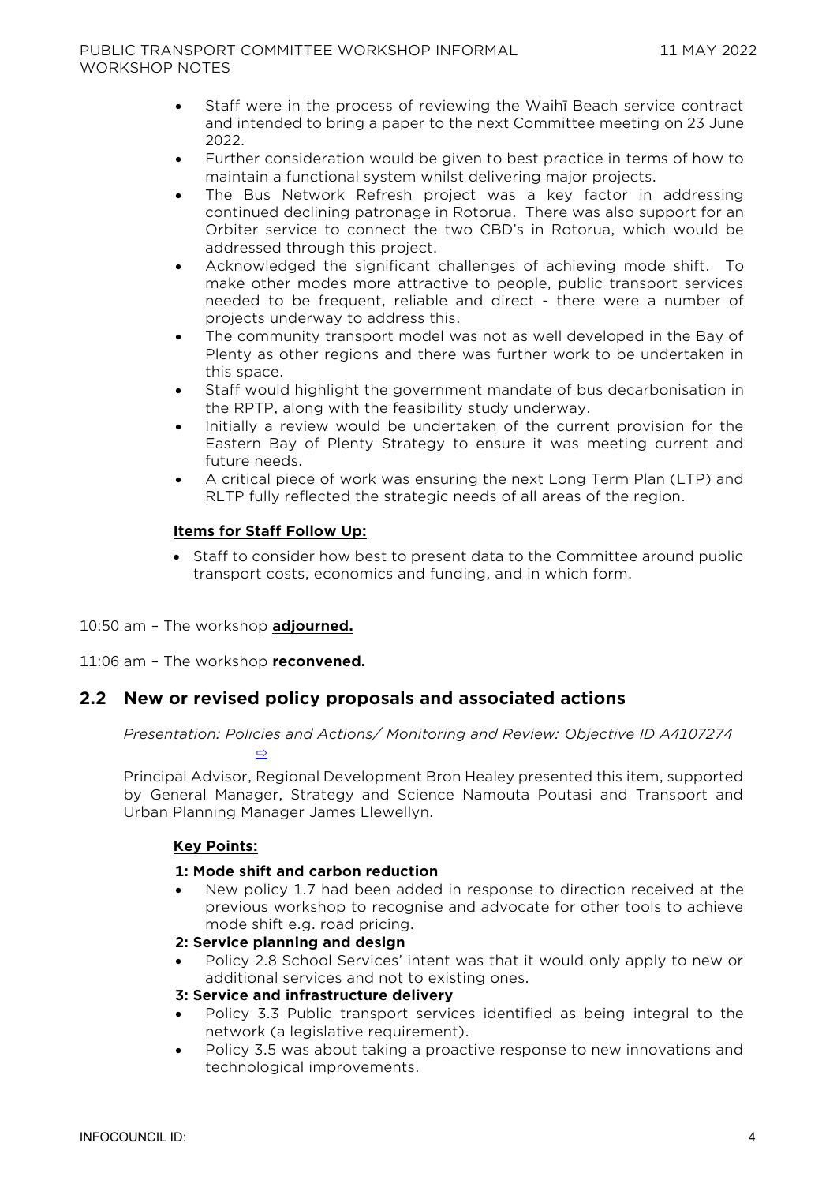- Staff were in the process of reviewing the Waihī Beach service contract and intended to bring a paper to the next Committee meeting on 23 June 2022.
- Further consideration would be given to best practice in terms of how to maintain a functional system whilst delivering major projects.
- The Bus Network Refresh project was a key factor in addressing continued declining patronage in Rotorua. There was also support for an Orbiter service to connect the two CBD's in Rotorua, which would be addressed through this project.
- Acknowledged the significant challenges of achieving mode shift. To make other modes more attractive to people, public transport services needed to be frequent, reliable and direct - there were a number of projects underway to address this.
- The community transport model was not as well developed in the Bay of Plenty as other regions and there was further work to be undertaken in this space.
- Staff would highlight the government mandate of bus decarbonisation in the RPTP, along with the feasibility study underway.
- Initially a review would be undertaken of the current provision for the Eastern Bay of Plenty Strategy to ensure it was meeting current and future needs.
- A critical piece of work was ensuring the next Long Term Plan (LTP) and RLTP fully reflected the strategic needs of all areas of the region.

**Items for Staff Follow Up:**

- Staff to consider how best to present data to the Committee around public transport costs, economics and funding, and in which form.

10:50 am – The workshop **adjourned.**

11:06 am – The workshop **reconvened.**

## 2.2 New or revised policy proposals and associated actions

*Presentation: Policies and Actions/ Monitoring and Review: Objective ID A4107274* ⇨

Principal Advisor, Regional Development Bron Healey presented this item, supported by General Manager, Strategy and Science Namouta Poutasi and Transport and Urban Planning Manager James Llewellyn.

**Key Points:**

**1: Mode shift and carbon reduction**

- New policy 1.7 had been added in response to direction received at the previous workshop to recognise and advocate for other tools to achieve mode shift e.g. road pricing.

**2: Service planning and design**

- Policy 2.8 School Services' intent was that it would only apply to new or additional services and not to existing ones.

**3: Service and infrastructure delivery**

- Policy 3.3 Public transport services identified as being integral to the network (a legislative requirement).
- Policy 3.5 was about taking a proactive response to new innovations and technological improvements.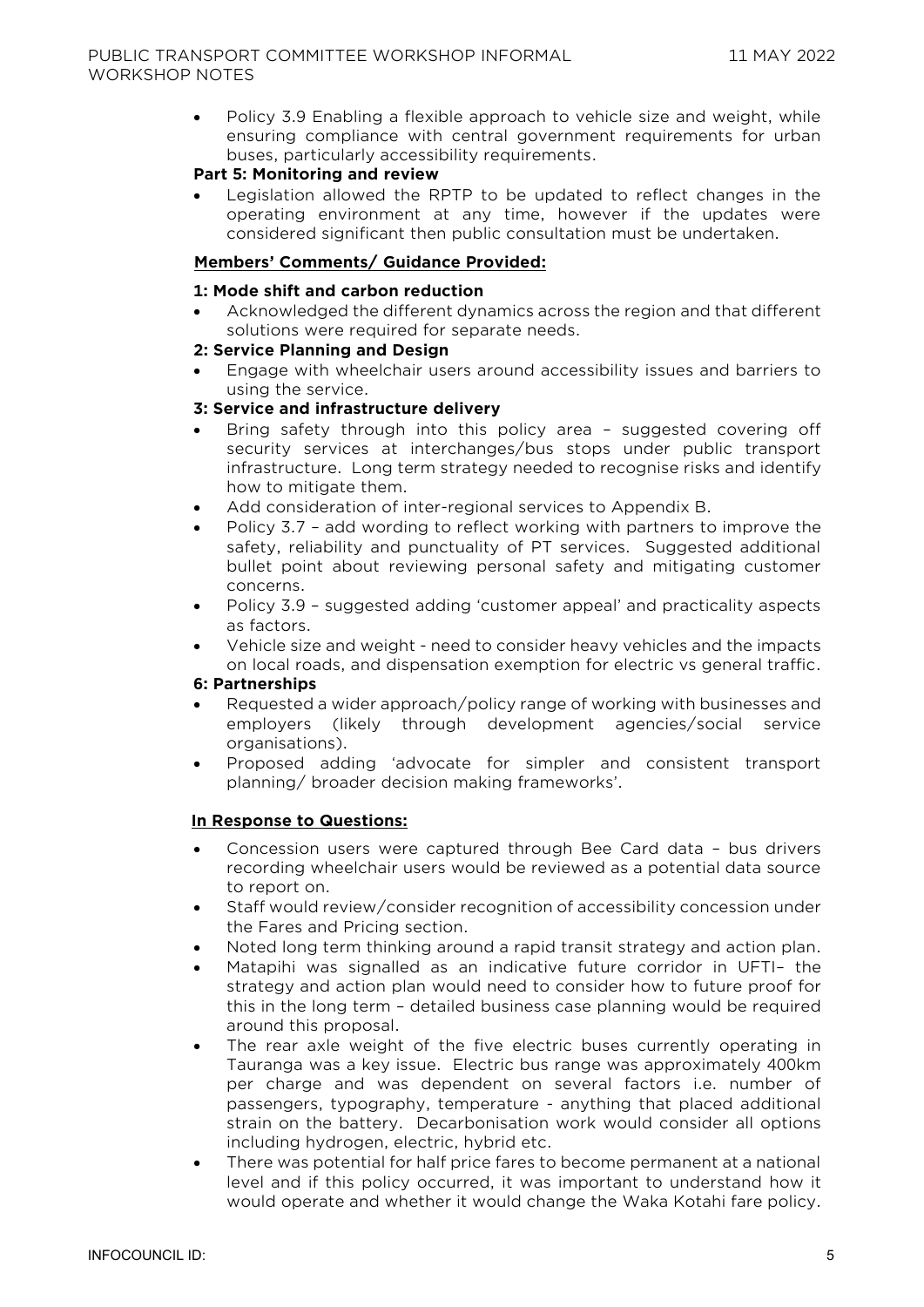- Policy 3.9 Enabling a flexible approach to vehicle size and weight, while ensuring compliance with central government requirements for urban buses, particularly accessibility requirements.

**Part 5: Monitoring and review**

- Legislation allowed the RPTP to be updated to reflect changes in the operating environment at any time, however if the updates were considered significant then public consultation must be undertaken.

**Members' Comments/ Guidance Provided:**

**1: Mode shift and carbon reduction**

- Acknowledged the different dynamics across the region and that different solutions were required for separate needs.

**2: Service Planning and Design**

- Engage with wheelchair users around accessibility issues and barriers to using the service.

**3: Service and infrastructure delivery**

- Bring safety through into this policy area – suggested covering off security services at interchanges/bus stops under public transport infrastructure. Long term strategy needed to recognise risks and identify how to mitigate them.
- Add consideration of inter-regional services to Appendix B.
- Policy 3.7 – add wording to reflect working with partners to improve the safety, reliability and punctuality of PT services. Suggested additional bullet point about reviewing personal safety and mitigating customer concerns.
- Policy 3.9 – suggested adding 'customer appeal' and practicality aspects as factors.
- Vehicle size and weight - need to consider heavy vehicles and the impacts on local roads, and dispensation exemption for electric vs general traffic.

**6: Partnerships**

- Requested a wider approach/policy range of working with businesses and employers (likely through development agencies/social service organisations).
- Proposed adding 'advocate for simpler and consistent transport planning/ broader decision making frameworks'.

**In Response to Questions:**

- Concession users were captured through Bee Card data – bus drivers recording wheelchair users would be reviewed as a potential data source to report on.
- Staff would review/consider recognition of accessibility concession under the Fares and Pricing section.
- Noted long term thinking around a rapid transit strategy and action plan.
- Matapihi was signalled as an indicative future corridor in UFTI– the strategy and action plan would need to consider how to future proof for this in the long term – detailed business case planning would be required around this proposal.
- The rear axle weight of the five electric buses currently operating in Tauranga was a key issue. Electric bus range was approximately 400km per charge and was dependent on several factors i.e. number of passengers, typography, temperature - anything that placed additional strain on the battery. Decarbonisation work would consider all options including hydrogen, electric, hybrid etc.
- There was potential for half price fares to become permanent at a national level and if this policy occurred, it was important to understand how it would operate and whether it would change the Waka Kotahi fare policy.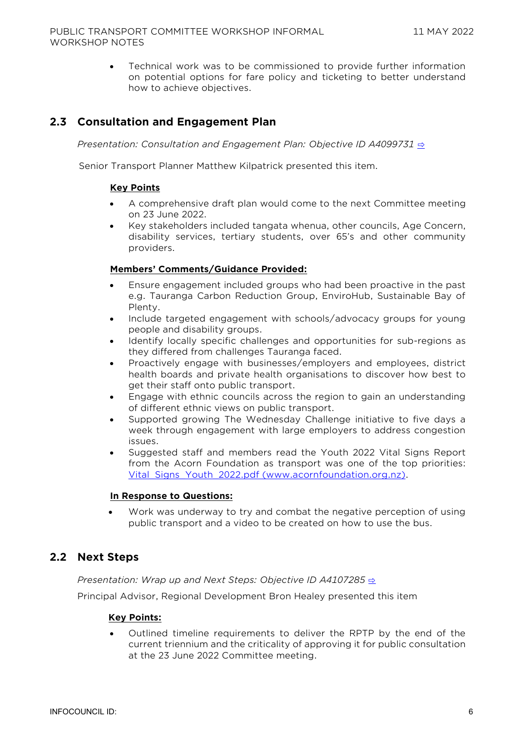- Technical work was to be commissioned to provide further information on potential options for fare policy and ticketing to better understand how to achieve objectives.

## 2.3 Consultation and Engagement Plan

*Presentation: Consultation and Engagement Plan: Objective ID A4099731* ⇨

Senior Transport Planner Matthew Kilpatrick presented this item.

**Key Points**

- A comprehensive draft plan would come to the next Committee meeting on 23 June 2022.
- Key stakeholders included tangata whenua, other councils, Age Concern, disability services, tertiary students, over 65's and other community providers.

**Members' Comments/Guidance Provided:**

- Ensure engagement included groups who had been proactive in the past e.g. Tauranga Carbon Reduction Group, EnviroHub, Sustainable Bay of Plenty.
- Include targeted engagement with schools/advocacy groups for young people and disability groups.
- Identify locally specific challenges and opportunities for sub-regions as they differed from challenges Tauranga faced.
- Proactively engage with businesses/employers and employees, district health boards and private health organisations to discover how best to get their staff onto public transport.
- Engage with ethnic councils across the region to gain an understanding of different ethnic views on public transport.
- Supported growing The Wednesday Challenge initiative to five days a week through engagement with large employers to address congestion issues.
- Suggested staff and members read the Youth 2022 Vital Signs Report from the Acorn Foundation as transport was one of the top priorities: Vital_Signs_Youth_2022.pdf (www.acornfoundation.org.nz).

**In Response to Questions:**

- Work was underway to try and combat the negative perception of using public transport and a video to be created on how to use the bus.

## 2.2 Next Steps

*Presentation: Wrap up and Next Steps: Objective ID A4107285* ⇨

Principal Advisor, Regional Development Bron Healey presented this item

**Key Points:**

- Outlined timeline requirements to deliver the RPTP by the end of the current triennium and the criticality of approving it for public consultation at the 23 June 2022 Committee meeting.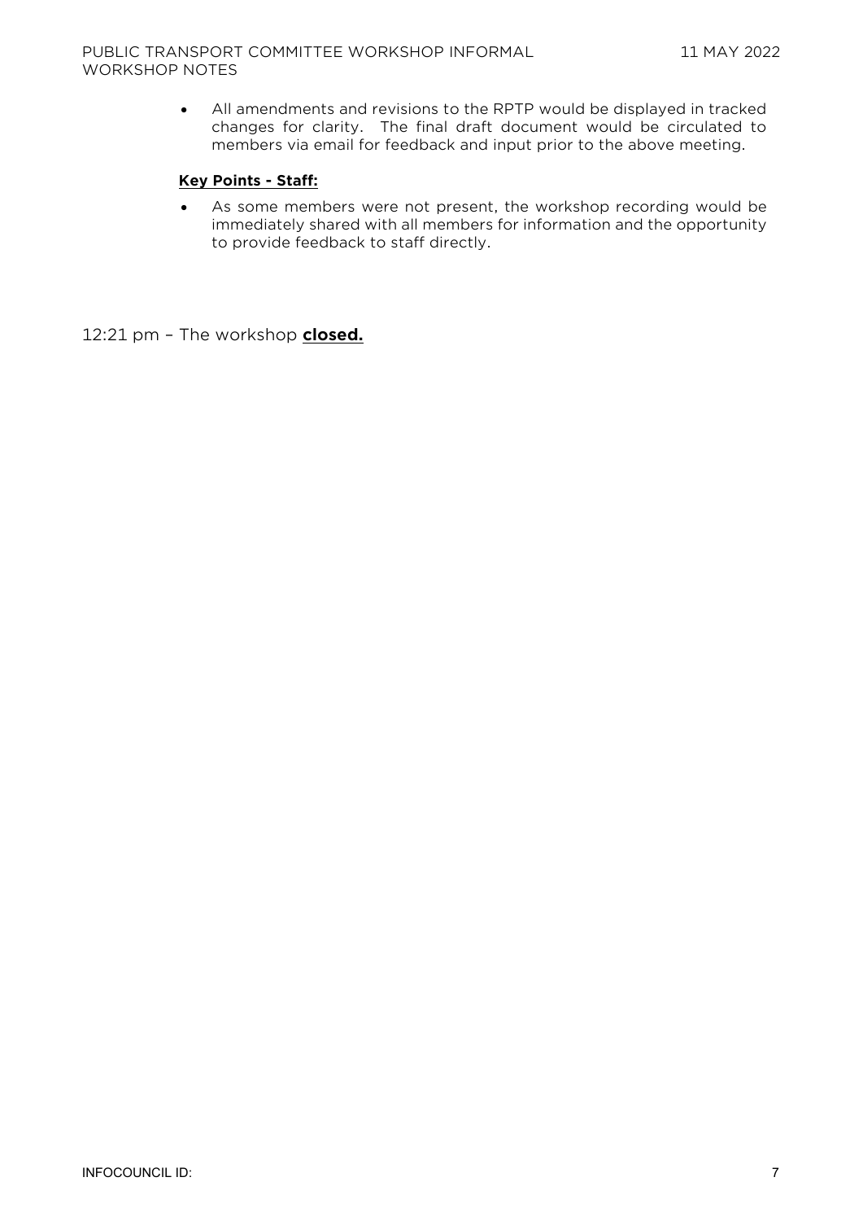- All amendments and revisions to the RPTP would be displayed in tracked changes for clarity. The final draft document would be circulated to members via email for feedback and input prior to the above meeting.

**Key Points - Staff:**

- As some members were not present, the workshop recording would be immediately shared with all members for information and the opportunity to provide feedback to staff directly.

12:21 pm – The workshop **closed.**